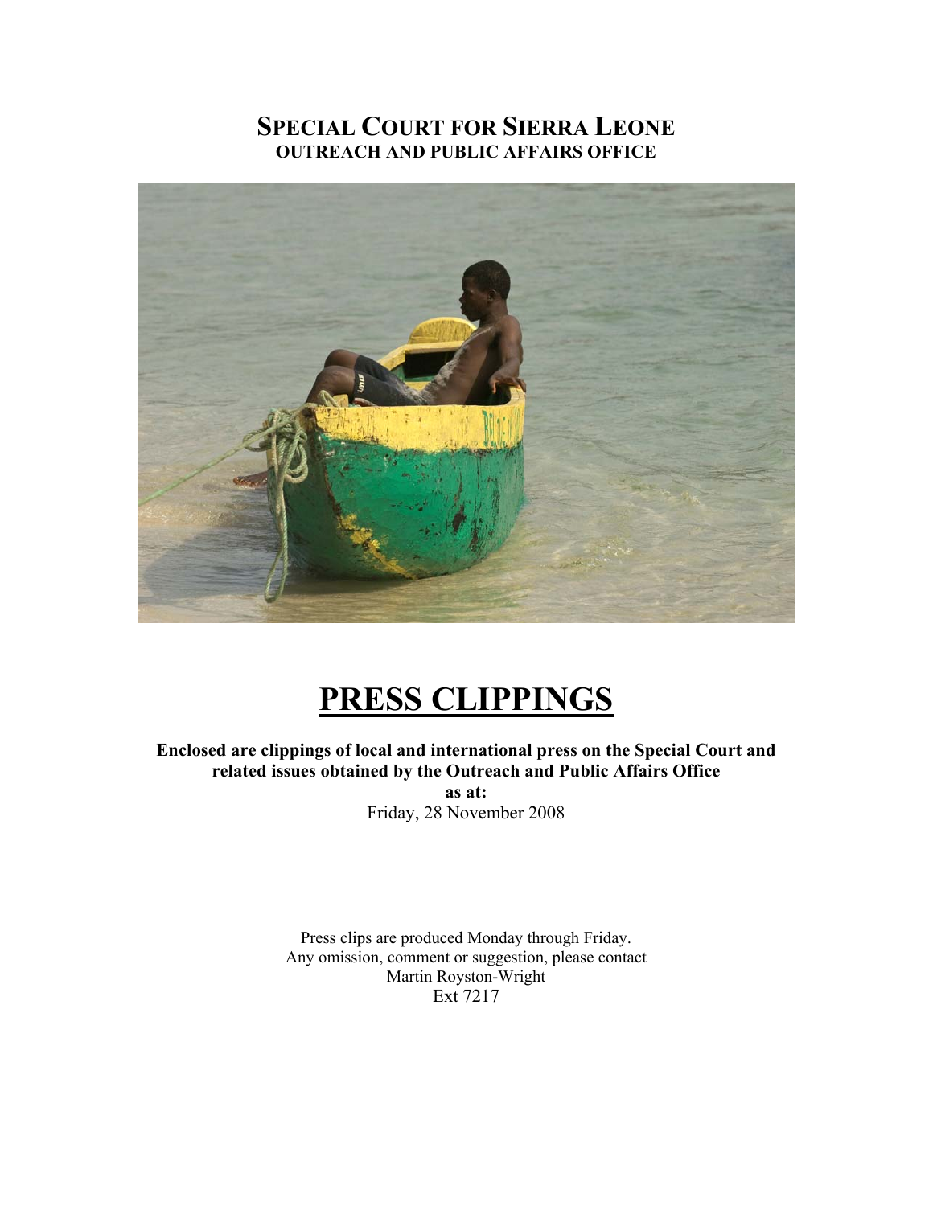# SPECIAL COURT FOR SIERRA LEONE

## OUTREACH AND PUBLIC AFFAIRS OFFICE

# PRESS CLIPPINGS

**Enclosed are clippings of local and international press on the Special Court and related issues obtained by the Outreach and Public Affairs Office**

**as at:**

Friday, 28 November 2008

Press clips are produced Monday through Friday.
Any omission, comment or suggestion, please contact
Martin Royston-Wright
Ext 7217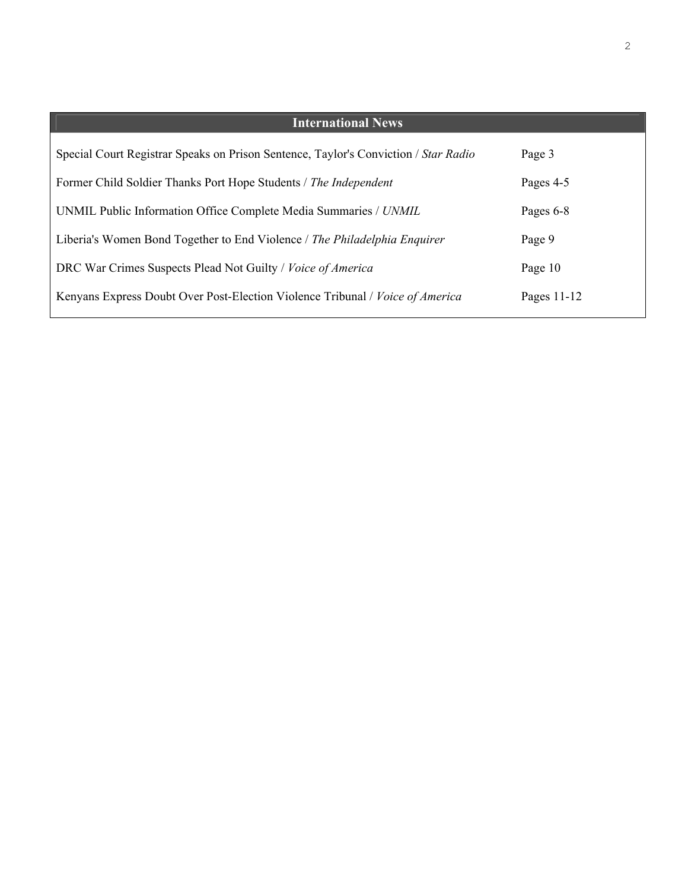## International News

| | |
|---|---|
| Special Court Registrar Speaks on Prison Sentence, Taylor's Conviction / *Star Radio* | Page 3 |
| Former Child Soldier Thanks Port Hope Students / *The Independent* | Pages 4-5 |
| UNMIL Public Information Office Complete Media Summaries / *UNMIL* | Pages 6-8 |
| Liberia's Women Bond Together to End Violence / *The Philadelphia Enquirer* | Page 9 |
| DRC War Crimes Suspects Plead Not Guilty / *Voice of America* | Page 10 |
| Kenyans Express Doubt Over Post-Election Violence Tribunal / *Voice of America* | Pages 11-12 |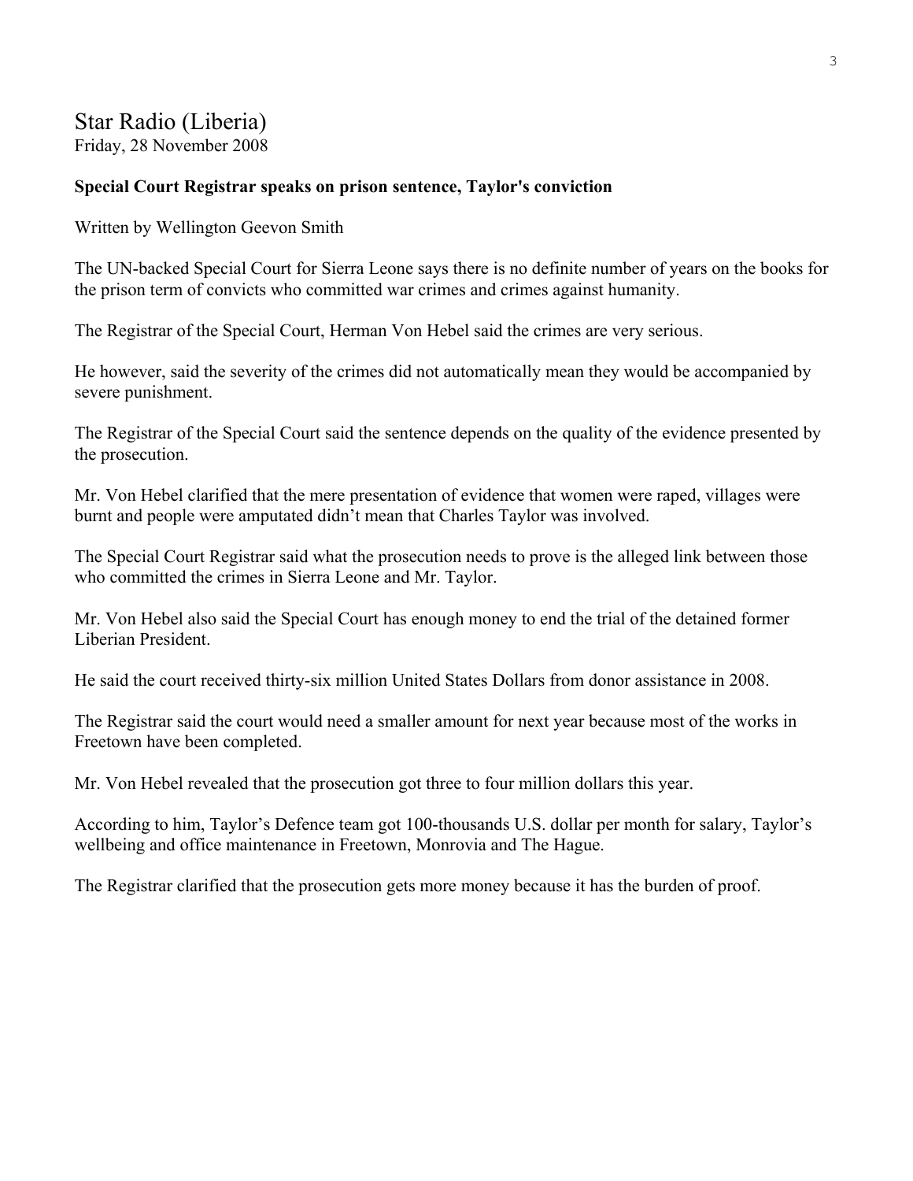## Star Radio (Liberia)

Friday, 28 November 2008

**Special Court Registrar speaks on prison sentence, Taylor's conviction**

Written by Wellington Geevon Smith

The UN-backed Special Court for Sierra Leone says there is no definite number of years on the books for the prison term of convicts who committed war crimes and crimes against humanity.

The Registrar of the Special Court, Herman Von Hebel said the crimes are very serious.

He however, said the severity of the crimes did not automatically mean they would be accompanied by severe punishment.

The Registrar of the Special Court said the sentence depends on the quality of the evidence presented by the prosecution.

Mr. Von Hebel clarified that the mere presentation of evidence that women were raped, villages were burnt and people were amputated didn't mean that Charles Taylor was involved.

The Special Court Registrar said what the prosecution needs to prove is the alleged link between those who committed the crimes in Sierra Leone and Mr. Taylor.

Mr. Von Hebel also said the Special Court has enough money to end the trial of the detained former Liberian President.

He said the court received thirty-six million United States Dollars from donor assistance in 2008.

The Registrar said the court would need a smaller amount for next year because most of the works in Freetown have been completed.

Mr. Von Hebel revealed that the prosecution got three to four million dollars this year.

According to him, Taylor's Defence team got 100-thousands U.S. dollar per month for salary, Taylor's wellbeing and office maintenance in Freetown, Monrovia and The Hague.

The Registrar clarified that the prosecution gets more money because it has the burden of proof.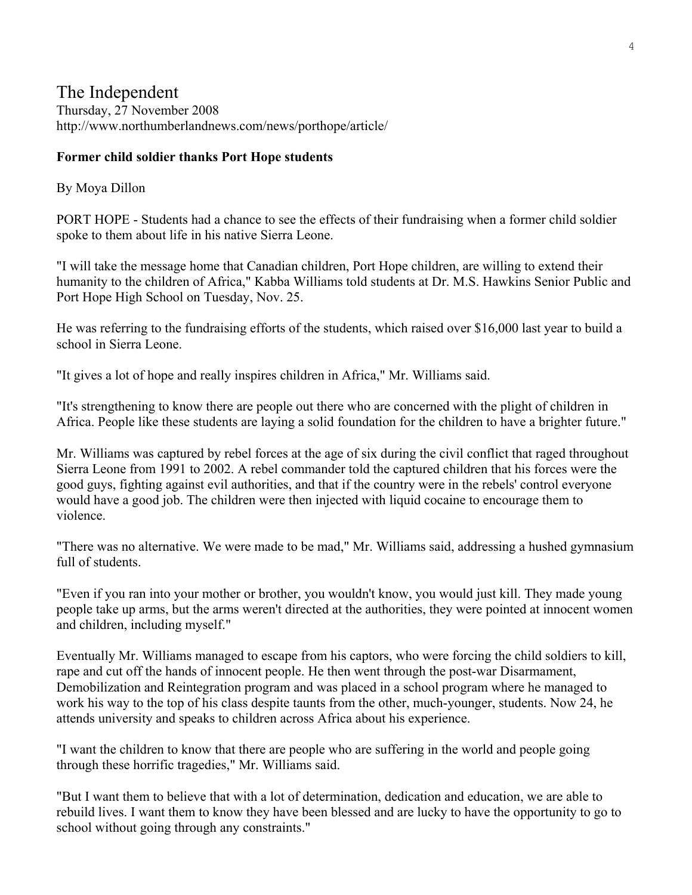# The Independent

Thursday, 27 November 2008
http://www.northumberlandnews.com/news/porthope/article/

**Former child soldier thanks Port Hope students**

By Moya Dillon

PORT HOPE - Students had a chance to see the effects of their fundraising when a former child soldier spoke to them about life in his native Sierra Leone.

"I will take the message home that Canadian children, Port Hope children, are willing to extend their humanity to the children of Africa," Kabba Williams told students at Dr. M.S. Hawkins Senior Public and Port Hope High School on Tuesday, Nov. 25.

He was referring to the fundraising efforts of the students, which raised over $16,000 last year to build a school in Sierra Leone.

"It gives a lot of hope and really inspires children in Africa," Mr. Williams said.

"It's strengthening to know there are people out there who are concerned with the plight of children in Africa. People like these students are laying a solid foundation for the children to have a brighter future."

Mr. Williams was captured by rebel forces at the age of six during the civil conflict that raged throughout Sierra Leone from 1991 to 2002. A rebel commander told the captured children that his forces were the good guys, fighting against evil authorities, and that if the country were in the rebels' control everyone would have a good job. The children were then injected with liquid cocaine to encourage them to violence.

"There was no alternative. We were made to be mad," Mr. Williams said, addressing a hushed gymnasium full of students.

"Even if you ran into your mother or brother, you wouldn't know, you would just kill. They made young people take up arms, but the arms weren't directed at the authorities, they were pointed at innocent women and children, including myself."

Eventually Mr. Williams managed to escape from his captors, who were forcing the child soldiers to kill, rape and cut off the hands of innocent people. He then went through the post-war Disarmament, Demobilization and Reintegration program and was placed in a school program where he managed to work his way to the top of his class despite taunts from the other, much-younger, students. Now 24, he attends university and speaks to children across Africa about his experience.

"I want the children to know that there are people who are suffering in the world and people going through these horrific tragedies," Mr. Williams said.

"But I want them to believe that with a lot of determination, dedication and education, we are able to rebuild lives. I want them to know they have been blessed and are lucky to have the opportunity to go to school without going through any constraints."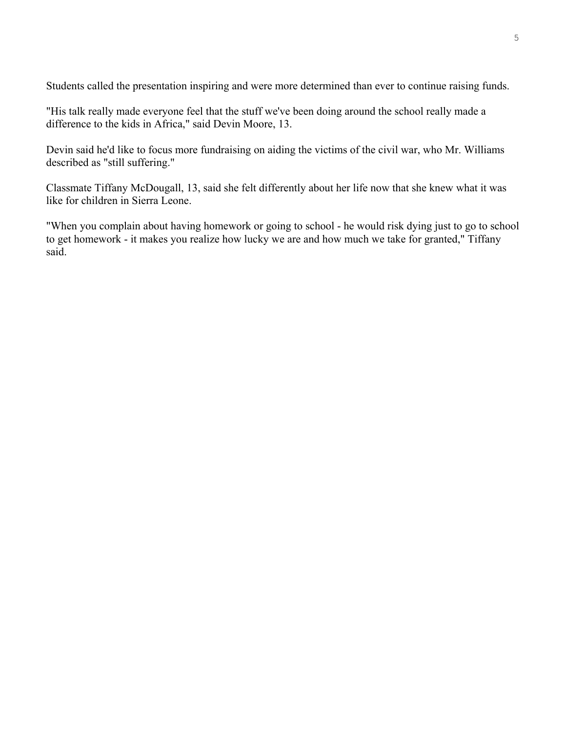Students called the presentation inspiring and were more determined than ever to continue raising funds.

"His talk really made everyone feel that the stuff we've been doing around the school really made a difference to the kids in Africa," said Devin Moore, 13.

Devin said he'd like to focus more fundraising on aiding the victims of the civil war, who Mr. Williams described as "still suffering."

Classmate Tiffany McDougall, 13, said she felt differently about her life now that she knew what it was like for children in Sierra Leone.

"When you complain about having homework or going to school - he would risk dying just to go to school to get homework - it makes you realize how lucky we are and how much we take for granted," Tiffany said.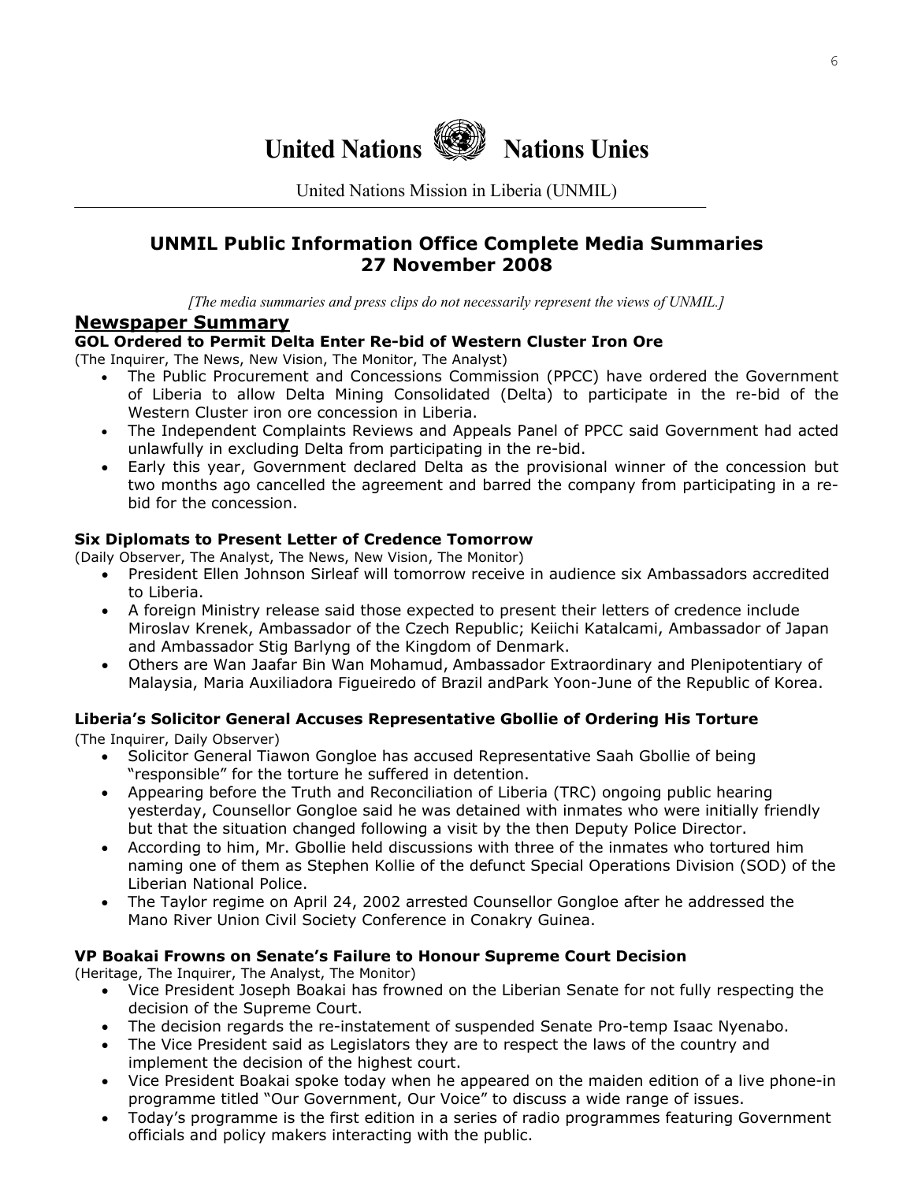# United Nations Nations Unies

United Nations Mission in Liberia (UNMIL)

## UNMIL Public Information Office Complete Media Summaries
## 27 November 2008

*[The media summaries and press clips do not necessarily represent the views of UNMIL.]*

## Newspaper Summary

### GOL Ordered to Permit Delta Enter Re-bid of Western Cluster Iron Ore

(The Inquirer, The News, New Vision, The Monitor, The Analyst)

- The Public Procurement and Concessions Commission (PPCC) have ordered the Government of Liberia to allow Delta Mining Consolidated (Delta) to participate in the re-bid of the Western Cluster iron ore concession in Liberia.
- The Independent Complaints Reviews and Appeals Panel of PPCC said Government had acted unlawfully in excluding Delta from participating in the re-bid.
- Early this year, Government declared Delta as the provisional winner of the concession but two months ago cancelled the agreement and barred the company from participating in a re-bid for the concession.

### Six Diplomats to Present Letter of Credence Tomorrow

(Daily Observer, The Analyst, The News, New Vision, The Monitor)

- President Ellen Johnson Sirleaf will tomorrow receive in audience six Ambassadors accredited to Liberia.
- A foreign Ministry release said those expected to present their letters of credence include Miroslav Krenek, Ambassador of the Czech Republic; Keiichi Katalcami, Ambassador of Japan and Ambassador Stig Barlyng of the Kingdom of Denmark.
- Others are Wan Jaafar Bin Wan Mohamud, Ambassador Extraordinary and Plenipotentiary of Malaysia, Maria Auxiliadora Figueiredo of Brazil andPark Yoon-June of the Republic of Korea.

### Liberia's Solicitor General Accuses Representative Gbollie of Ordering His Torture

(The Inquirer, Daily Observer)

- Solicitor General Tiawon Gongloe has accused Representative Saah Gbollie of being "responsible" for the torture he suffered in detention.
- Appearing before the Truth and Reconciliation of Liberia (TRC) ongoing public hearing yesterday, Counsellor Gongloe said he was detained with inmates who were initially friendly but that the situation changed following a visit by the then Deputy Police Director.
- According to him, Mr. Gbollie held discussions with three of the inmates who tortured him naming one of them as Stephen Kollie of the defunct Special Operations Division (SOD) of the Liberian National Police.
- The Taylor regime on April 24, 2002 arrested Counsellor Gongloe after he addressed the Mano River Union Civil Society Conference in Conakry Guinea.

### VP Boakai Frowns on Senate's Failure to Honour Supreme Court Decision

(Heritage, The Inquirer, The Analyst, The Monitor)

- Vice President Joseph Boakai has frowned on the Liberian Senate for not fully respecting the decision of the Supreme Court.
- The decision regards the re-instatement of suspended Senate Pro-temp Isaac Nyenabo.
- The Vice President said as Legislators they are to respect the laws of the country and implement the decision of the highest court.
- Vice President Boakai spoke today when he appeared on the maiden edition of a live phone-in programme titled "Our Government, Our Voice" to discuss a wide range of issues.
- Today's programme is the first edition in a series of radio programmes featuring Government officials and policy makers interacting with the public.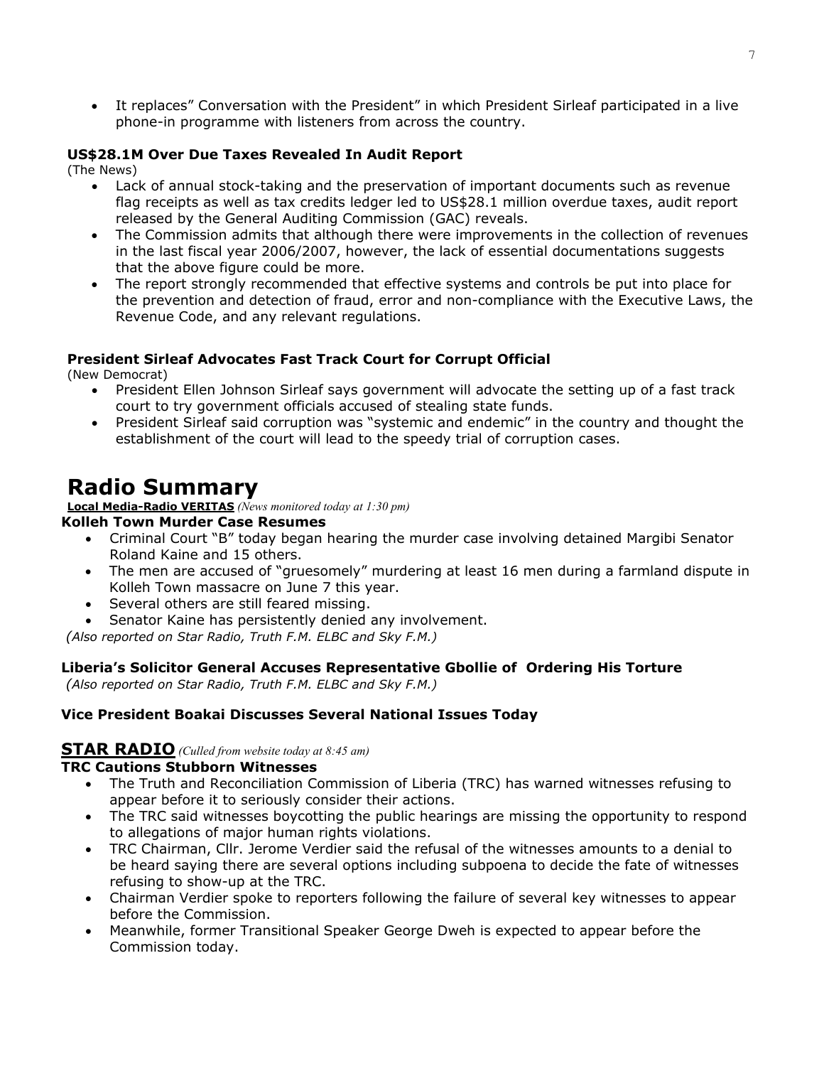- It replaces" Conversation with the President" in which President Sirleaf participated in a live phone-in programme with listeners from across the country.

### US$28.1M Over Due Taxes Revealed In Audit Report

(The News)

- Lack of annual stock-taking and the preservation of important documents such as revenue flag receipts as well as tax credits ledger led to US$28.1 million overdue taxes, audit report released by the General Auditing Commission (GAC) reveals.
- The Commission admits that although there were improvements in the collection of revenues in the last fiscal year 2006/2007, however, the lack of essential documentations suggests that the above figure could be more.
- The report strongly recommended that effective systems and controls be put into place for the prevention and detection of fraud, error and non-compliance with the Executive Laws, the Revenue Code, and any relevant regulations.

### President Sirleaf Advocates Fast Track Court for Corrupt Official

(New Democrat)

- President Ellen Johnson Sirleaf says government will advocate the setting up of a fast track court to try government officials accused of stealing state funds.
- President Sirleaf said corruption was "systemic and endemic" in the country and thought the establishment of the court will lead to the speedy trial of corruption cases.

# Radio Summary

**Local Media-Radio VERITAS** *(News monitored today at 1:30 pm)*

### Kolleh Town Murder Case Resumes

- Criminal Court "B" today began hearing the murder case involving detained Margibi Senator Roland Kaine and 15 others.
- The men are accused of "gruesomely" murdering at least 16 men during a farmland dispute in Kolleh Town massacre on June 7 this year.
- Several others are still feared missing.
- Senator Kaine has persistently denied any involvement.

*(Also reported on Star Radio, Truth F.M. ELBC and Sky F.M.)*

### Liberia's Solicitor General Accuses Representative Gbollie of Ordering His Torture

*(Also reported on Star Radio, Truth F.M. ELBC and Sky F.M.)*

### Vice President Boakai Discusses Several National Issues Today

## STAR RADIO *(Culled from website today at 8:45 am)*

### TRC Cautions Stubborn Witnesses

- The Truth and Reconciliation Commission of Liberia (TRC) has warned witnesses refusing to appear before it to seriously consider their actions.
- The TRC said witnesses boycotting the public hearings are missing the opportunity to respond to allegations of major human rights violations.
- TRC Chairman, Cllr. Jerome Verdier said the refusal of the witnesses amounts to a denial to be heard saying there are several options including subpoena to decide the fate of witnesses refusing to show-up at the TRC.
- Chairman Verdier spoke to reporters following the failure of several key witnesses to appear before the Commission.
- Meanwhile, former Transitional Speaker George Dweh is expected to appear before the Commission today.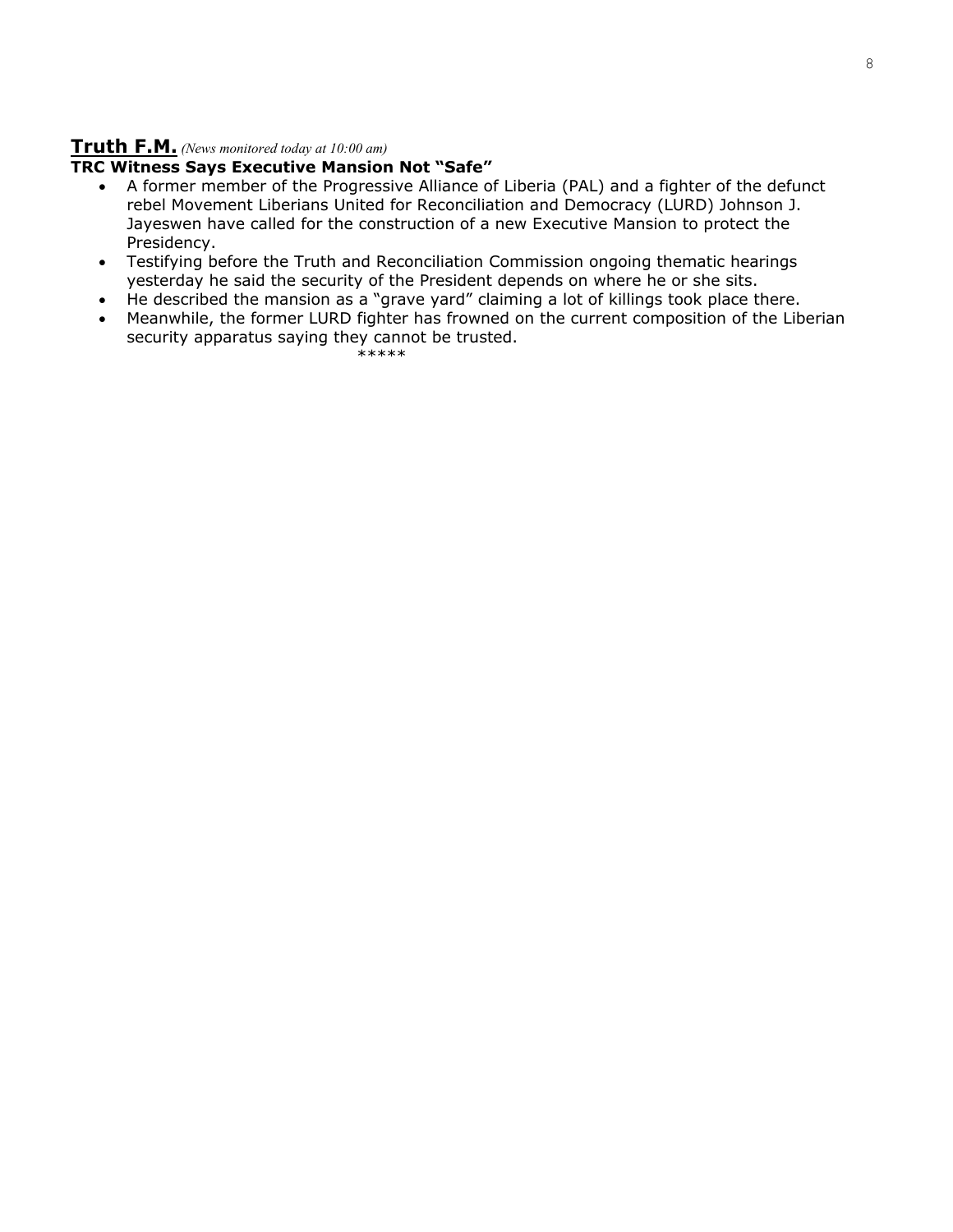## Truth F.M. *(News monitored today at 10:00 am)*

**TRC Witness Says Executive Mansion Not "Safe"**

- A former member of the Progressive Alliance of Liberia (PAL) and a fighter of the defunct rebel Movement Liberians United for Reconciliation and Democracy (LURD) Johnson J. Jayeswen have called for the construction of a new Executive Mansion to protect the Presidency.
- Testifying before the Truth and Reconciliation Commission ongoing thematic hearings yesterday he said the security of the President depends on where he or she sits.
- He described the mansion as a "grave yard" claiming a lot of killings took place there.
- Meanwhile, the former LURD fighter has frowned on the current composition of the Liberian security apparatus saying they cannot be trusted.

*****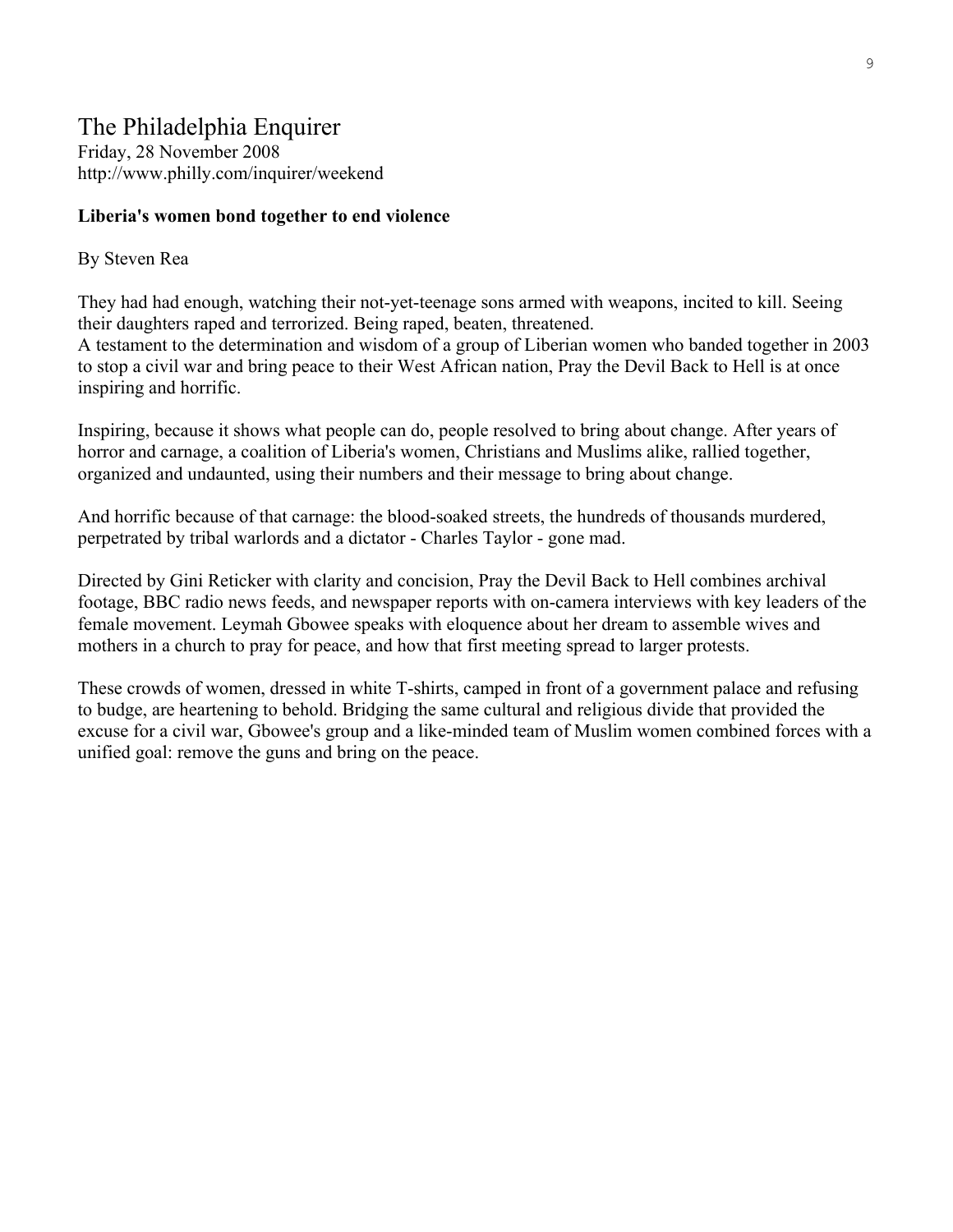# The Philadelphia Enquirer

Friday, 28 November 2008
http://www.philly.com/inquirer/weekend

**Liberia's women bond together to end violence**

By Steven Rea

They had had enough, watching their not-yet-teenage sons armed with weapons, incited to kill. Seeing their daughters raped and terrorized. Being raped, beaten, threatened.
A testament to the determination and wisdom of a group of Liberian women who banded together in 2003 to stop a civil war and bring peace to their West African nation, Pray the Devil Back to Hell is at once inspiring and horrific.

Inspiring, because it shows what people can do, people resolved to bring about change. After years of horror and carnage, a coalition of Liberia's women, Christians and Muslims alike, rallied together, organized and undaunted, using their numbers and their message to bring about change.

And horrific because of that carnage: the blood-soaked streets, the hundreds of thousands murdered, perpetrated by tribal warlords and a dictator - Charles Taylor - gone mad.

Directed by Gini Reticker with clarity and concision, Pray the Devil Back to Hell combines archival footage, BBC radio news feeds, and newspaper reports with on-camera interviews with key leaders of the female movement. Leymah Gbowee speaks with eloquence about her dream to assemble wives and mothers in a church to pray for peace, and how that first meeting spread to larger protests.

These crowds of women, dressed in white T-shirts, camped in front of a government palace and refusing to budge, are heartening to behold. Bridging the same cultural and religious divide that provided the excuse for a civil war, Gbowee's group and a like-minded team of Muslim women combined forces with a unified goal: remove the guns and bring on the peace.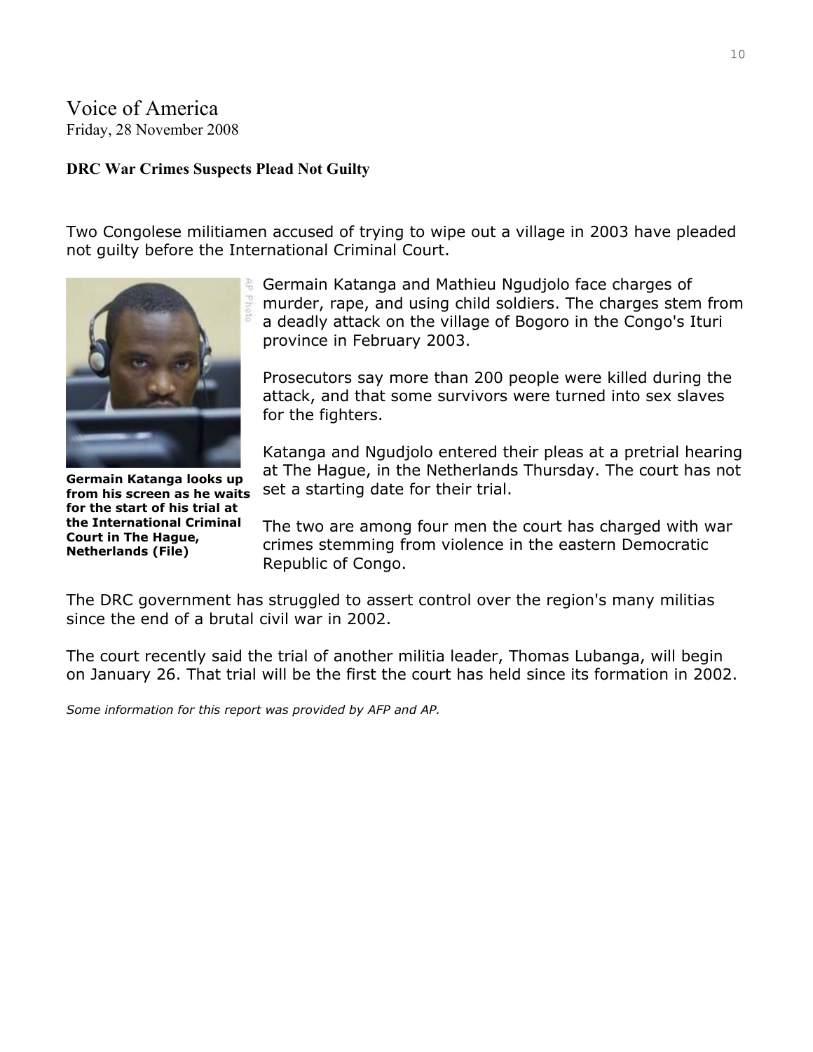Voice of America
Friday, 28 November 2008

**DRC War Crimes Suspects Plead Not Guilty**

Two Congolese militiamen accused of trying to wipe out a village in 2003 have pleaded not guilty before the International Criminal Court.

**Germain Katanga looks up from his screen as he waits for the start of his trial at the International Criminal Court in The Hague, Netherlands (File)**

Germain Katanga and Mathieu Ngudjolo face charges of murder, rape, and using child soldiers. The charges stem from a deadly attack on the village of Bogoro in the Congo's Ituri province in February 2003.

Prosecutors say more than 200 people were killed during the attack, and that some survivors were turned into sex slaves for the fighters.

Katanga and Ngudjolo entered their pleas at a pretrial hearing at The Hague, in the Netherlands Thursday. The court has not set a starting date for their trial.

The two are among four men the court has charged with war crimes stemming from violence in the eastern Democratic Republic of Congo.

The DRC government has struggled to assert control over the region's many militias since the end of a brutal civil war in 2002.

The court recently said the trial of another militia leader, Thomas Lubanga, will begin on January 26. That trial will be the first the court has held since its formation in 2002.

*Some information for this report was provided by AFP and AP.*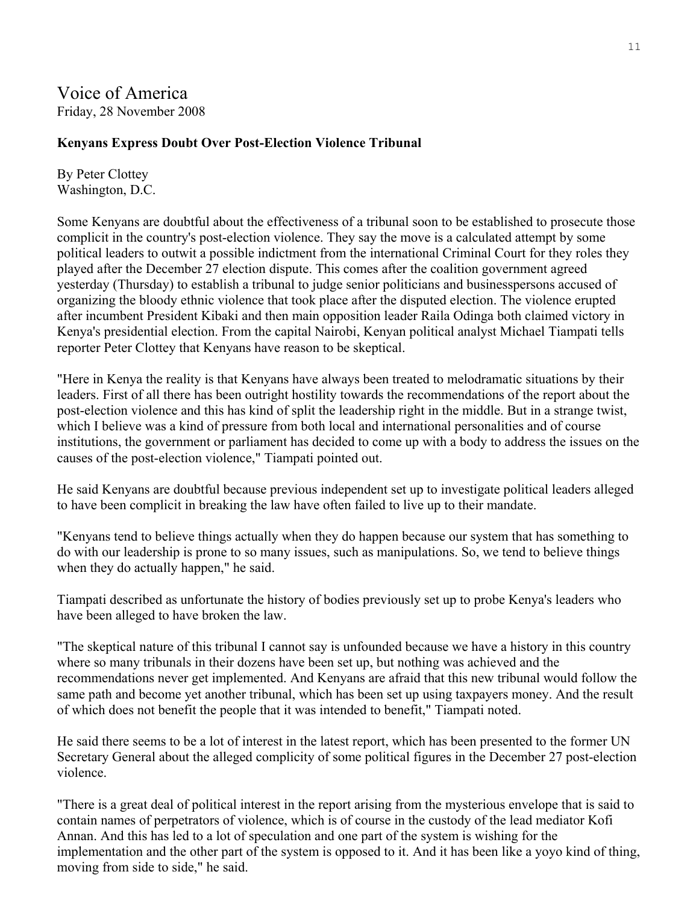# Voice of America

Friday, 28 November 2008

**Kenyans Express Doubt Over Post-Election Violence Tribunal**

By Peter Clottey
Washington, D.C.

Some Kenyans are doubtful about the effectiveness of a tribunal soon to be established to prosecute those complicit in the country's post-election violence. They say the move is a calculated attempt by some political leaders to outwit a possible indictment from the international Criminal Court for they roles they played after the December 27 election dispute. This comes after the coalition government agreed yesterday (Thursday) to establish a tribunal to judge senior politicians and businesspersons accused of organizing the bloody ethnic violence that took place after the disputed election. The violence erupted after incumbent President Kibaki and then main opposition leader Raila Odinga both claimed victory in Kenya's presidential election. From the capital Nairobi, Kenyan political analyst Michael Tiampati tells reporter Peter Clottey that Kenyans have reason to be skeptical.

"Here in Kenya the reality is that Kenyans have always been treated to melodramatic situations by their leaders. First of all there has been outright hostility towards the recommendations of the report about the post-election violence and this has kind of split the leadership right in the middle. But in a strange twist, which I believe was a kind of pressure from both local and international personalities and of course institutions, the government or parliament has decided to come up with a body to address the issues on the causes of the post-election violence," Tiampati pointed out.

He said Kenyans are doubtful because previous independent set up to investigate political leaders alleged to have been complicit in breaking the law have often failed to live up to their mandate.

"Kenyans tend to believe things actually when they do happen because our system that has something to do with our leadership is prone to so many issues, such as manipulations. So, we tend to believe things when they do actually happen," he said.

Tiampati described as unfortunate the history of bodies previously set up to probe Kenya's leaders who have been alleged to have broken the law.

"The skeptical nature of this tribunal I cannot say is unfounded because we have a history in this country where so many tribunals in their dozens have been set up, but nothing was achieved and the recommendations never get implemented. And Kenyans are afraid that this new tribunal would follow the same path and become yet another tribunal, which has been set up using taxpayers money. And the result of which does not benefit the people that it was intended to benefit," Tiampati noted.

He said there seems to be a lot of interest in the latest report, which has been presented to the former UN Secretary General about the alleged complicity of some political figures in the December 27 post-election violence.

"There is a great deal of political interest in the report arising from the mysterious envelope that is said to contain names of perpetrators of violence, which is of course in the custody of the lead mediator Kofi Annan. And this has led to a lot of speculation and one part of the system is wishing for the implementation and the other part of the system is opposed to it. And it has been like a yoyo kind of thing, moving from side to side," he said.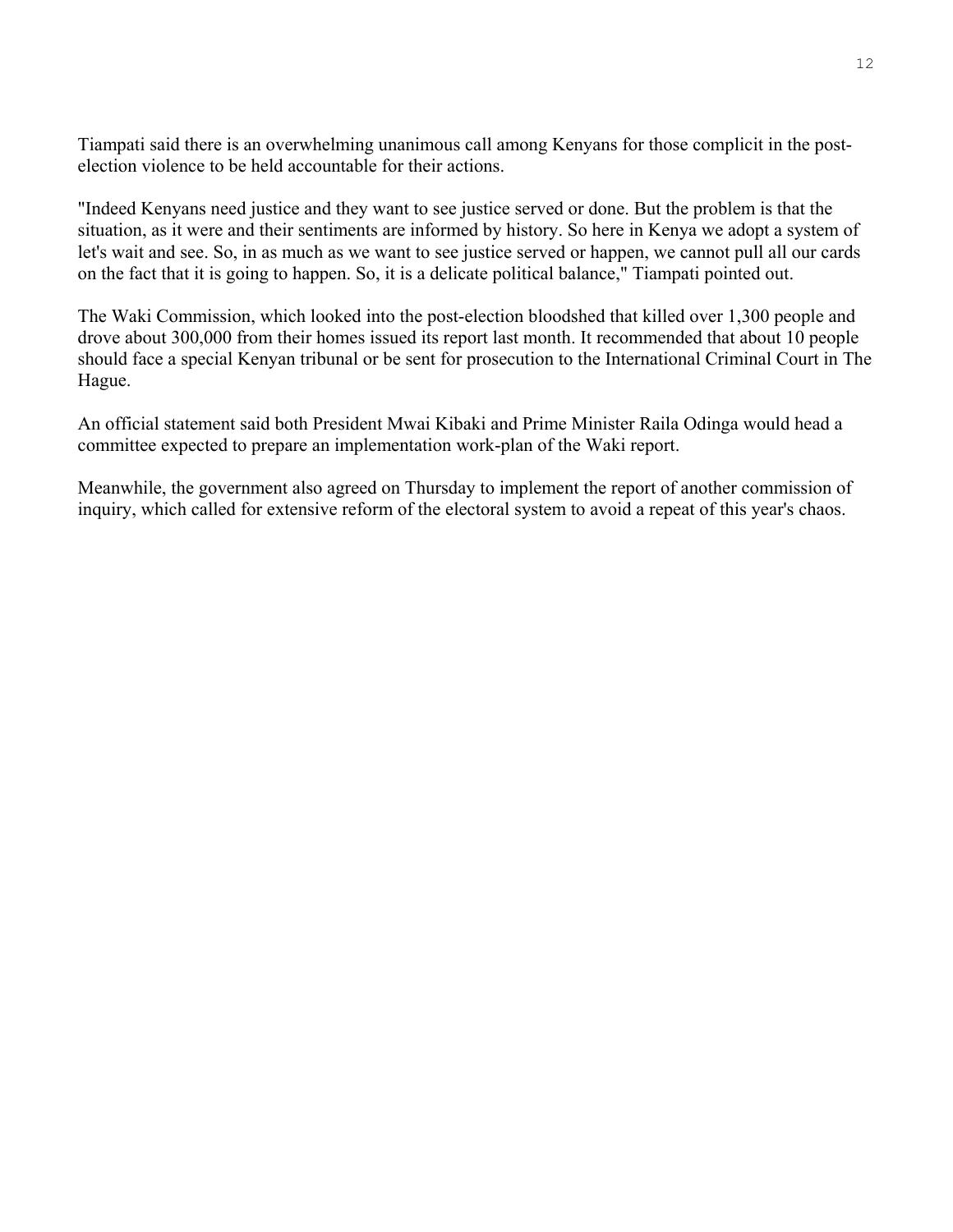Tiampati said there is an overwhelming unanimous call among Kenyans for those complicit in the post-election violence to be held accountable for their actions.

"Indeed Kenyans need justice and they want to see justice served or done. But the problem is that the situation, as it were and their sentiments are informed by history. So here in Kenya we adopt a system of let's wait and see. So, in as much as we want to see justice served or happen, we cannot pull all our cards on the fact that it is going to happen. So, it is a delicate political balance," Tiampati pointed out.

The Waki Commission, which looked into the post-election bloodshed that killed over 1,300 people and drove about 300,000 from their homes issued its report last month. It recommended that about 10 people should face a special Kenyan tribunal or be sent for prosecution to the International Criminal Court in The Hague.

An official statement said both President Mwai Kibaki and Prime Minister Raila Odinga would head a committee expected to prepare an implementation work-plan of the Waki report.

Meanwhile, the government also agreed on Thursday to implement the report of another commission of inquiry, which called for extensive reform of the electoral system to avoid a repeat of this year's chaos.